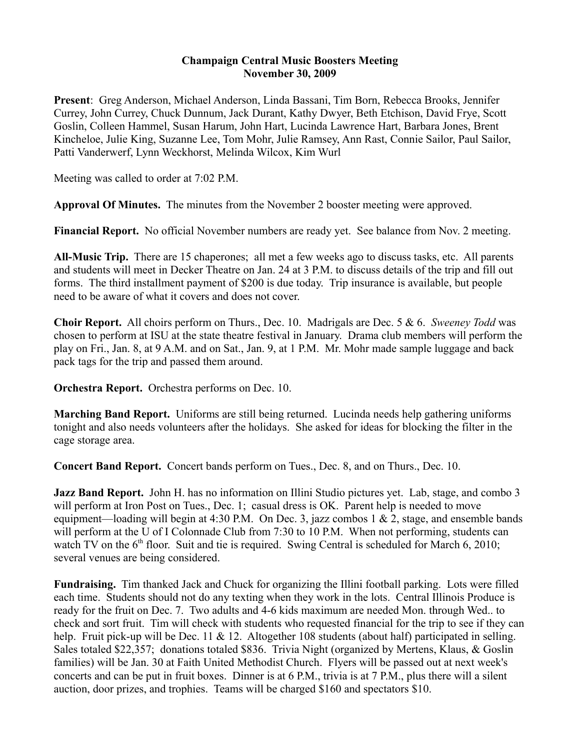# Champaign Central Music Boosters Meeting
## November 30, 2009

**Present**: Greg Anderson, Michael Anderson, Linda Bassani, Tim Born, Rebecca Brooks, Jennifer Currey, John Currey, Chuck Dunnum, Jack Durant, Kathy Dwyer, Beth Etchison, David Frye, Scott Goslin, Colleen Hammel, Susan Harum, John Hart, Lucinda Lawrence Hart, Barbara Jones, Brent Kincheloe, Julie King, Suzanne Lee, Tom Mohr, Julie Ramsey, Ann Rast, Connie Sailor, Paul Sailor, Patti Vanderwerf, Lynn Weckhorst, Melinda Wilcox, Kim Wurl

Meeting was called to order at 7:02 P.M.

**Approval Of Minutes.** The minutes from the November 2 booster meeting were approved.

**Financial Report.** No official November numbers are ready yet. See balance from Nov. 2 meeting.

**All-Music Trip.** There are 15 chaperones; all met a few weeks ago to discuss tasks, etc. All parents and students will meet in Decker Theatre on Jan. 24 at 3 P.M. to discuss details of the trip and fill out forms. The third installment payment of $200 is due today. Trip insurance is available, but people need to be aware of what it covers and does not cover.

**Choir Report.** All choirs perform on Thurs., Dec. 10. Madrigals are Dec. 5 & 6. *Sweeney Todd* was chosen to perform at ISU at the state theatre festival in January. Drama club members will perform the play on Fri., Jan. 8, at 9 A.M. and on Sat., Jan. 9, at 1 P.M. Mr. Mohr made sample luggage and back pack tags for the trip and passed them around.

**Orchestra Report.** Orchestra performs on Dec. 10.

**Marching Band Report.** Uniforms are still being returned. Lucinda needs help gathering uniforms tonight and also needs volunteers after the holidays. She asked for ideas for blocking the filter in the cage storage area.

**Concert Band Report.** Concert bands perform on Tues., Dec. 8, and on Thurs., Dec. 10.

**Jazz Band Report.** John H. has no information on Illini Studio pictures yet. Lab, stage, and combo 3 will perform at Iron Post on Tues., Dec. 1; casual dress is OK. Parent help is needed to move equipment—loading will begin at 4:30 P.M. On Dec. 3, jazz combos 1 & 2, stage, and ensemble bands will perform at the U of I Colonnade Club from 7:30 to 10 P.M. When not performing, students can watch TV on the 6th floor. Suit and tie is required. Swing Central is scheduled for March 6, 2010; several venues are being considered.

**Fundraising.** Tim thanked Jack and Chuck for organizing the Illini football parking. Lots were filled each time. Students should not do any texting when they work in the lots. Central Illinois Produce is ready for the fruit on Dec. 7. Two adults and 4-6 kids maximum are needed Mon. through Wed.. to check and sort fruit. Tim will check with students who requested financial for the trip to see if they can help. Fruit pick-up will be Dec. 11 & 12. Altogether 108 students (about half) participated in selling. Sales totaled $22,357; donations totaled $836. Trivia Night (organized by Mertens, Klaus, & Goslin families) will be Jan. 30 at Faith United Methodist Church. Flyers will be passed out at next week's concerts and can be put in fruit boxes. Dinner is at 6 P.M., trivia is at 7 P.M., plus there will a silent auction, door prizes, and trophies. Teams will be charged $160 and spectators $10.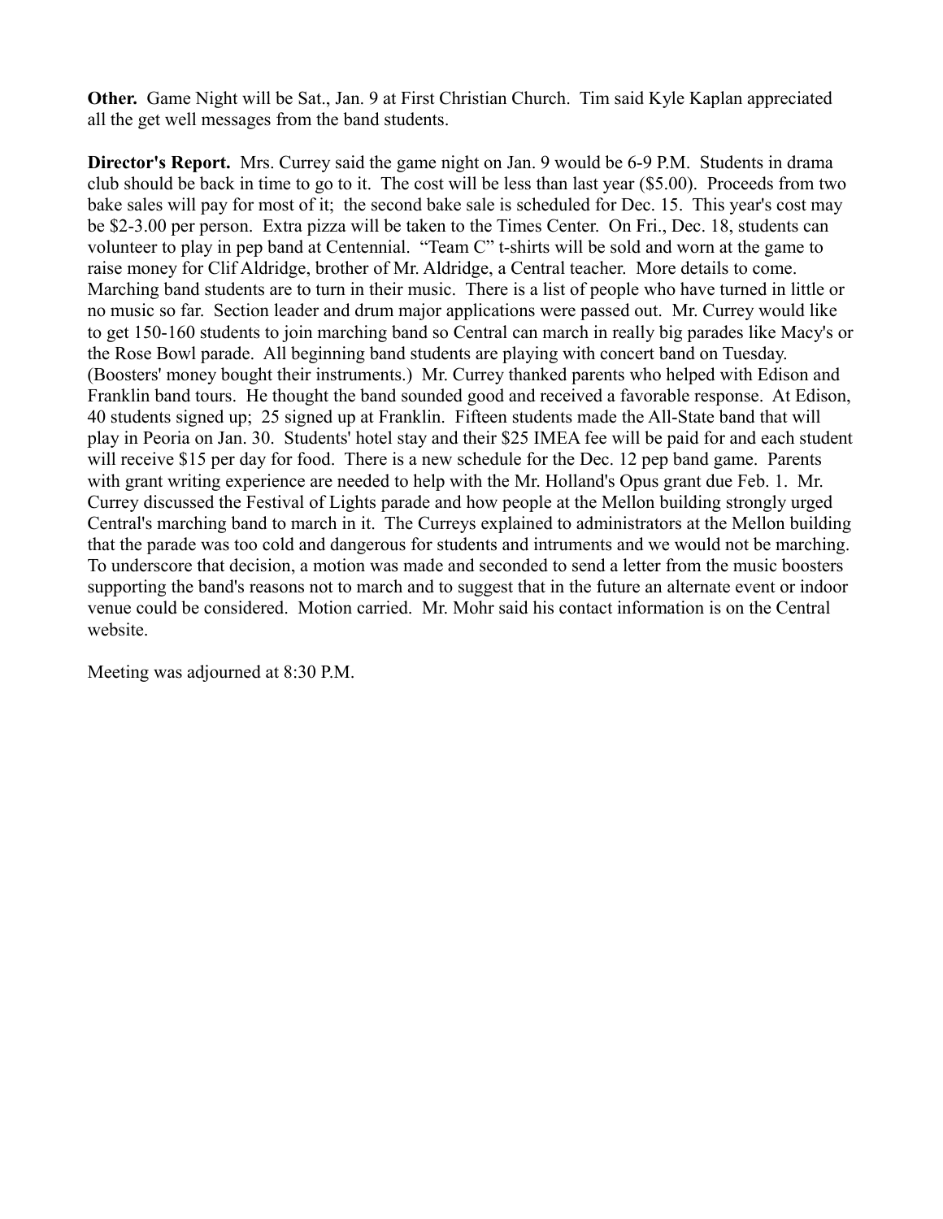**Other.** Game Night will be Sat., Jan. 9 at First Christian Church. Tim said Kyle Kaplan appreciated all the get well messages from the band students.

**Director's Report.** Mrs. Currey said the game night on Jan. 9 would be 6-9 P.M. Students in drama club should be back in time to go to it. The cost will be less than last year ($5.00). Proceeds from two bake sales will pay for most of it; the second bake sale is scheduled for Dec. 15. This year's cost may be $2-3.00 per person. Extra pizza will be taken to the Times Center. On Fri., Dec. 18, students can volunteer to play in pep band at Centennial. "Team C" t-shirts will be sold and worn at the game to raise money for Clif Aldridge, brother of Mr. Aldridge, a Central teacher. More details to come. Marching band students are to turn in their music. There is a list of people who have turned in little or no music so far. Section leader and drum major applications were passed out. Mr. Currey would like to get 150-160 students to join marching band so Central can march in really big parades like Macy's or the Rose Bowl parade. All beginning band students are playing with concert band on Tuesday. (Boosters' money bought their instruments.) Mr. Currey thanked parents who helped with Edison and Franklin band tours. He thought the band sounded good and received a favorable response. At Edison, 40 students signed up; 25 signed up at Franklin. Fifteen students made the All-State band that will play in Peoria on Jan. 30. Students' hotel stay and their $25 IMEA fee will be paid for and each student will receive $15 per day for food. There is a new schedule for the Dec. 12 pep band game. Parents with grant writing experience are needed to help with the Mr. Holland's Opus grant due Feb. 1. Mr. Currey discussed the Festival of Lights parade and how people at the Mellon building strongly urged Central's marching band to march in it. The Curreys explained to administrators at the Mellon building that the parade was too cold and dangerous for students and intruments and we would not be marching. To underscore that decision, a motion was made and seconded to send a letter from the music boosters supporting the band's reasons not to march and to suggest that in the future an alternate event or indoor venue could be considered. Motion carried. Mr. Mohr said his contact information is on the Central website.

Meeting was adjourned at 8:30 P.M.